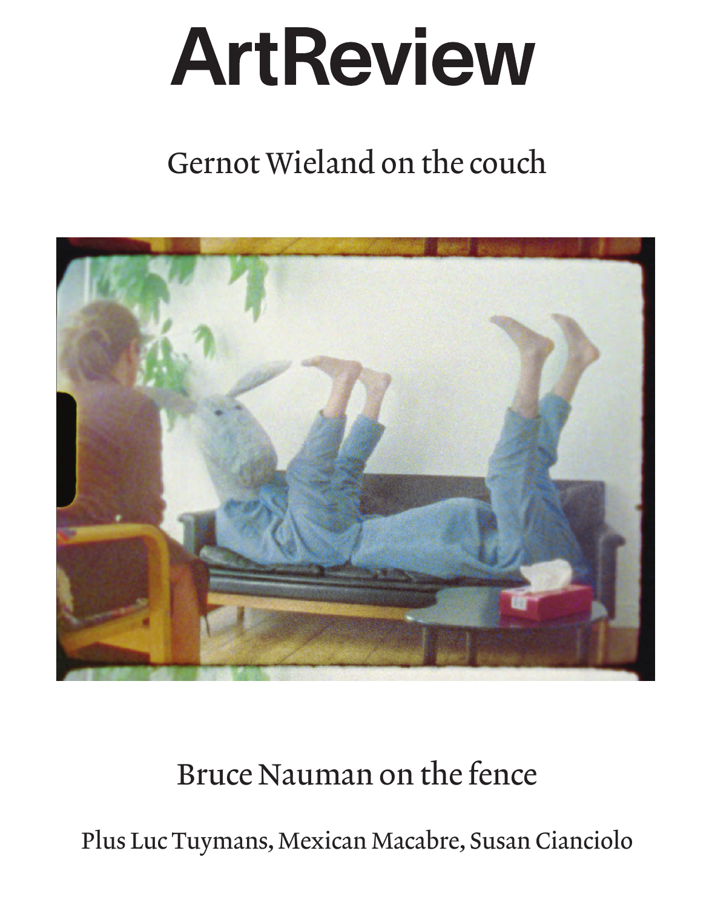# ArtReview

## Gernot Wieland on the couch

## Bruce Nauman on the fence

Plus Luc Tuymans, Mexican Macabre, Susan Cianciolo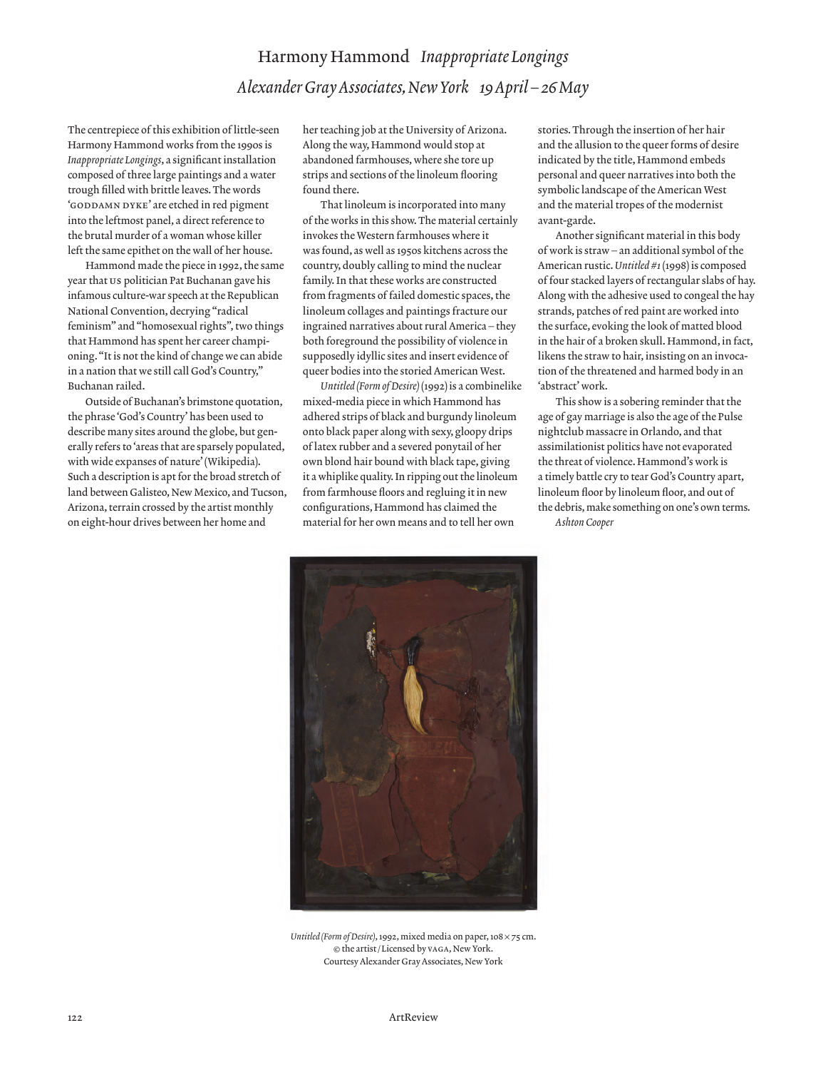# Harmony Hammond *Inappropriate Longings*

## *Alexander Gray Associates, New York 19 April – 26 May*

The centrepiece of this exhibition of little-seen Harmony Hammond works from the 1990s is *Inappropriate Longings*, a significant installation composed of three large paintings and a water trough filled with brittle leaves. The words 'GODDAMN DYKE' are etched in red pigment into the leftmost panel, a direct reference to the brutal murder of a woman whose killer left the same epithet on the wall of her house.

Hammond made the piece in 1992, the same year that US politician Pat Buchanan gave his infamous culture-war speech at the Republican National Convention, decrying "radical feminism" and "homosexual rights", two things that Hammond has spent her career championing. "It is not the kind of change we can abide in a nation that we still call God's Country," Buchanan railed.

Outside of Buchanan's brimstone quotation, the phrase 'God's Country' has been used to describe many sites around the globe, but generally refers to 'areas that are sparsely populated, with wide expanses of nature' (Wikipedia). Such a description is apt for the broad stretch of land between Galisteo, New Mexico, and Tucson, Arizona, terrain crossed by the artist monthly on eight-hour drives between her home and her teaching job at the University of Arizona. Along the way, Hammond would stop at abandoned farmhouses, where she tore up strips and sections of the linoleum flooring found there.

That linoleum is incorporated into many of the works in this show. The material certainly invokes the Western farmhouses where it was found, as well as 1950s kitchens across the country, doubly calling to mind the nuclear family. In that these works are constructed from fragments of failed domestic spaces, the linoleum collages and paintings fracture our ingrained narratives about rural America – they both foreground the possibility of violence in supposedly idyllic sites and insert evidence of queer bodies into the storied American West.

*Untitled (Form of Desire)* (1992) is a combinelike mixed-media piece in which Hammond has adhered strips of black and burgundy linoleum onto black paper along with sexy, gloopy drips of latex rubber and a severed ponytail of her own blond hair bound with black tape, giving it a whiplike quality. In ripping out the linoleum from farmhouse floors and regluing it in new configurations, Hammond has claimed the material for her own means and to tell her own stories. Through the insertion of her hair and the allusion to the queer forms of desire indicated by the title, Hammond embeds personal and queer narratives into both the symbolic landscape of the American West and the material tropes of the modernist avant-garde.

Another significant material in this body of work is straw – an additional symbol of the American rustic. *Untitled #1* (1998) is composed of four stacked layers of rectangular slabs of hay. Along with the adhesive used to congeal the hay strands, patches of red paint are worked into the surface, evoking the look of matted blood in the hair of a broken skull. Hammond, in fact, likens the straw to hair, insisting on an invocation of the threatened and harmed body in an 'abstract' work.

This show is a sobering reminder that the age of gay marriage is also the age of the Pulse nightclub massacre in Orlando, and that assimilationist politics have not evaporated the threat of violence. Hammond's work is a timely battle cry to tear God's Country apart, linoleum floor by linoleum floor, and out of the debris, make something on one's own terms.

*Ashton Cooper*

*Untitled (Form of Desire)*, 1992, mixed media on paper, 108 × 75 cm. © the artist / Licensed by VAGA, New York. Courtesy Alexander Gray Associates, New York